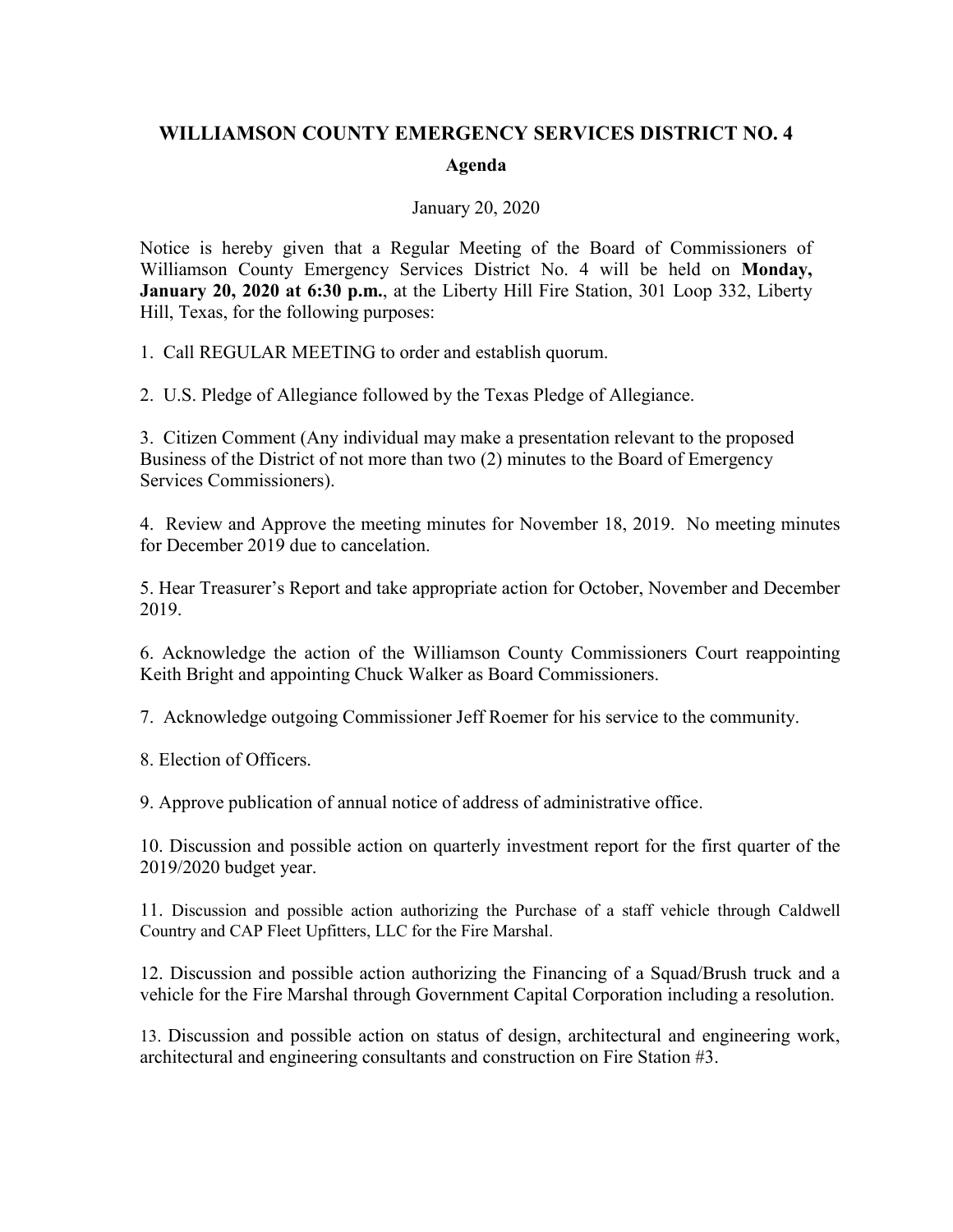# WILLIAMSON COUNTY EMERGENCY SERVICES DISTRICT NO. 4

## Agenda

January 20, 2020

Notice is hereby given that a Regular Meeting of the Board of Commissioners of Williamson County Emergency Services District No. 4 will be held on **Monday, January 20, 2020 at 6:30 p.m.**, at the Liberty Hill Fire Station, 301 Loop 332, Liberty Hill, Texas, for the following purposes:

1. Call REGULAR MEETING to order and establish quorum.

2. U.S. Pledge of Allegiance followed by the Texas Pledge of Allegiance.

3. Citizen Comment (Any individual may make a presentation relevant to the proposed Business of the District of not more than two (2) minutes to the Board of Emergency Services Commissioners).

4. Review and Approve the meeting minutes for November 18, 2019. No meeting minutes for December 2019 due to cancelation.

5. Hear Treasurer's Report and take appropriate action for October, November and December 2019.

6. Acknowledge the action of the Williamson County Commissioners Court reappointing Keith Bright and appointing Chuck Walker as Board Commissioners.

7. Acknowledge outgoing Commissioner Jeff Roemer for his service to the community.

8. Election of Officers.

9. Approve publication of annual notice of address of administrative office.

10. Discussion and possible action on quarterly investment report for the first quarter of the 2019/2020 budget year.

11. Discussion and possible action authorizing the Purchase of a staff vehicle through Caldwell Country and CAP Fleet Upfitters, LLC for the Fire Marshal.

12. Discussion and possible action authorizing the Financing of a Squad/Brush truck and a vehicle for the Fire Marshal through Government Capital Corporation including a resolution.

13. Discussion and possible action on status of design, architectural and engineering work, architectural and engineering consultants and construction on Fire Station #3.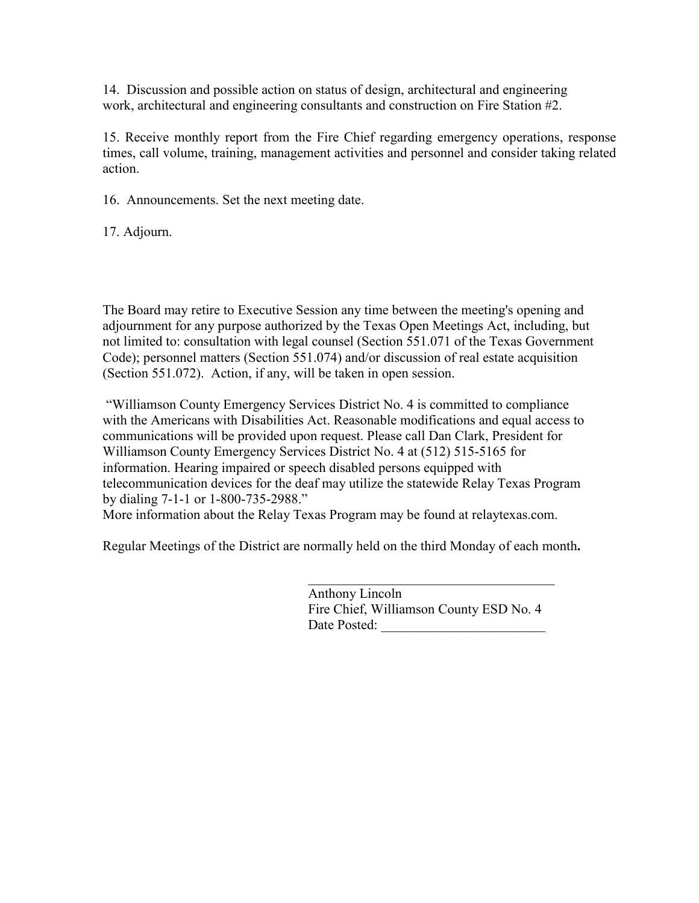14. Discussion and possible action on status of design, architectural and engineering work, architectural and engineering consultants and construction on Fire Station #2.

15. Receive monthly report from the Fire Chief regarding emergency operations, response times, call volume, training, management activities and personnel and consider taking related action.

16. Announcements. Set the next meeting date.

17. Adjourn.

The Board may retire to Executive Session any time between the meeting's opening and adjournment for any purpose authorized by the Texas Open Meetings Act, including, but not limited to: consultation with legal counsel (Section 551.071 of the Texas Government Code); personnel matters (Section 551.074) and/or discussion of real estate acquisition (Section 551.072). Action, if any, will be taken in open session.

"Williamson County Emergency Services District No. 4 is committed to compliance with the Americans with Disabilities Act. Reasonable modifications and equal access to communications will be provided upon request. Please call Dan Clark, President for Williamson County Emergency Services District No. 4 at (512) 515-5165 for information. Hearing impaired or speech disabled persons equipped with telecommunication devices for the deaf may utilize the statewide Relay Texas Program by dialing 7-1-1 or 1-800-735-2988."
More information about the Relay Texas Program may be found at relaytexas.com.

Regular Meetings of the District are normally held on the third Monday of each month**.**

\_\_\_\_\_\_\_\_\_\_\_\_\_\_\_\_\_\_\_\_\_\_\_\_\_\_\_\_\_\_\_\_\_\_\_\_\_
Anthony Lincoln
Fire Chief, Williamson County ESD No. 4
Date Posted: \_\_\_\_\_\_\_\_\_\_\_\_\_\_\_\_\_\_\_\_\_\_\_\_